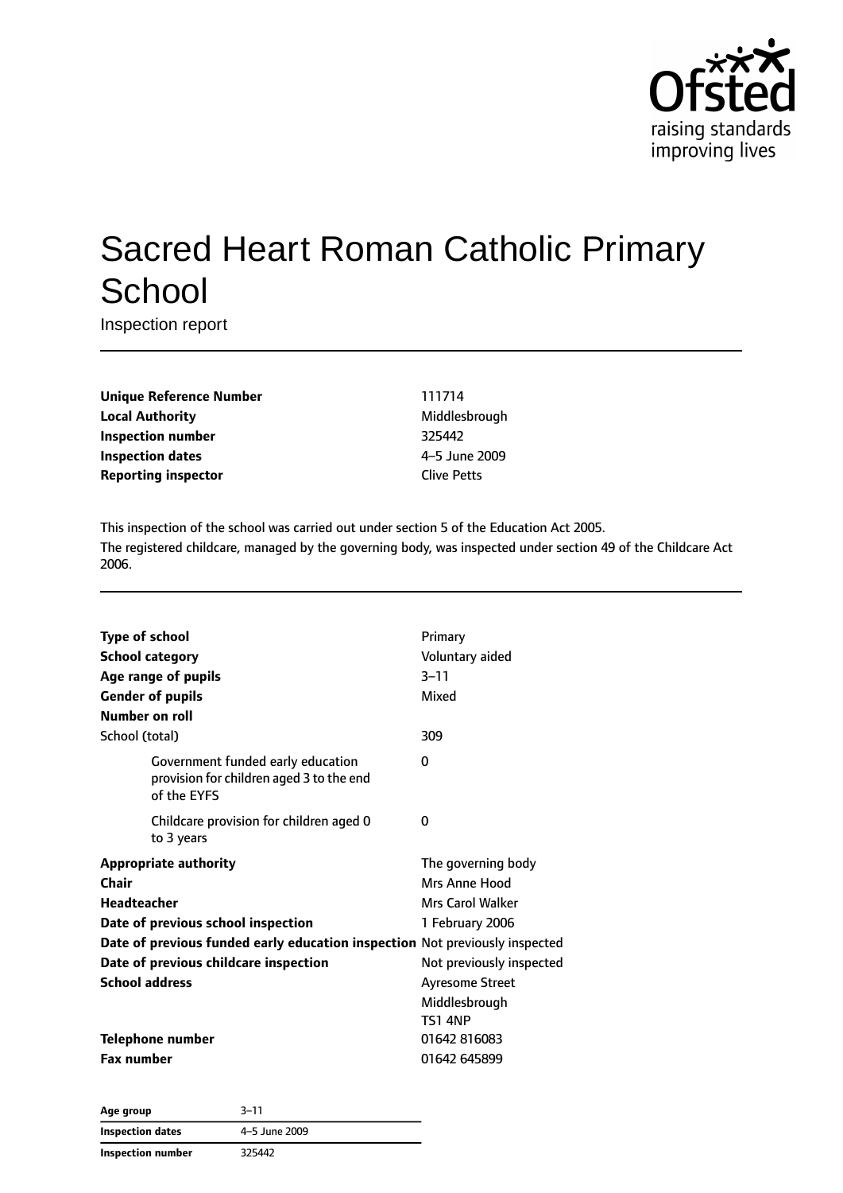# Sacred Heart Roman Catholic Primary School

Inspection report

| | |
|---|---|
| **Unique Reference Number** | 111714 |
| **Local Authority** | Middlesbrough |
| **Inspection number** | 325442 |
| **Inspection dates** | 4–5 June 2009 |
| **Reporting inspector** | Clive Petts |

This inspection of the school was carried out under section 5 of the Education Act 2005.

The registered childcare, managed by the governing body, was inspected under section 49 of the Childcare Act 2006.

| | |
|---|---|
| **Type of school** | Primary |
| **School category** | Voluntary aided |
| **Age range of pupils** | 3–11 |
| **Gender of pupils** | Mixed |
| **Number on roll** | |
| School (total) | 309 |
| Government funded early education provision for children aged 3 to the end of the EYFS | 0 |
| Childcare provision for children aged 0 to 3 years | 0 |
| **Appropriate authority** | The governing body |
| **Chair** | Mrs Anne Hood |
| **Headteacher** | Mrs Carol Walker |
| **Date of previous school inspection** | 1 February 2006 |
| **Date of previous funded early education inspection** | Not previously inspected |
| **Date of previous childcare inspection** | Not previously inspected |
| **School address** | Ayresome Street<br>Middlesbrough<br>TS1 4NP |
| **Telephone number** | 01642 816083 |
| **Fax number** | 01642 645899 |

| | |
|---|---|
| **Age group** | 3–11 |
| **Inspection dates** | 4–5 June 2009 |
| **Inspection number** | 325442 |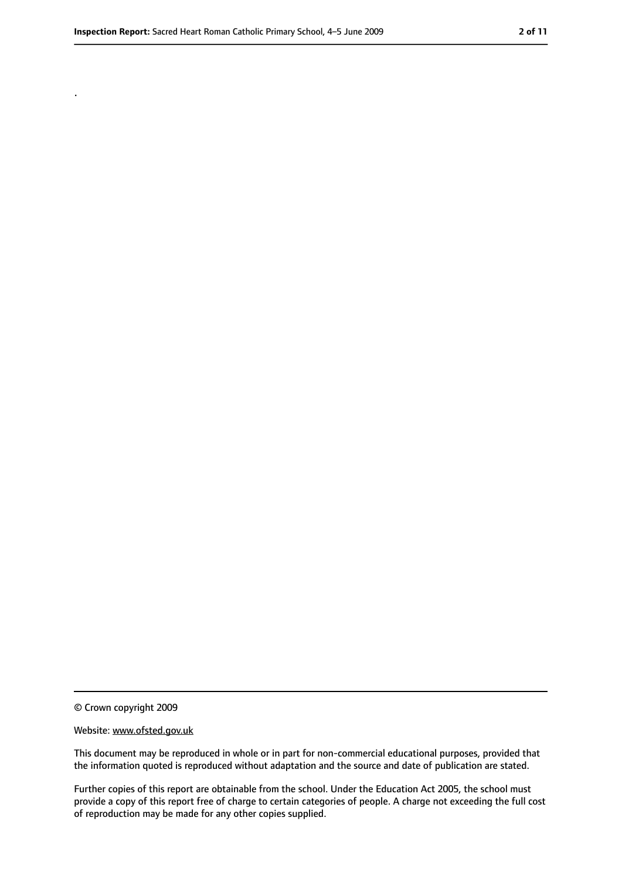.

© Crown copyright 2009

Website: www.ofsted.gov.uk

This document may be reproduced in whole or in part for non-commercial educational purposes, provided that the information quoted is reproduced without adaptation and the source and date of publication are stated.

Further copies of this report are obtainable from the school. Under the Education Act 2005, the school must provide a copy of this report free of charge to certain categories of people. A charge not exceeding the full cost of reproduction may be made for any other copies supplied.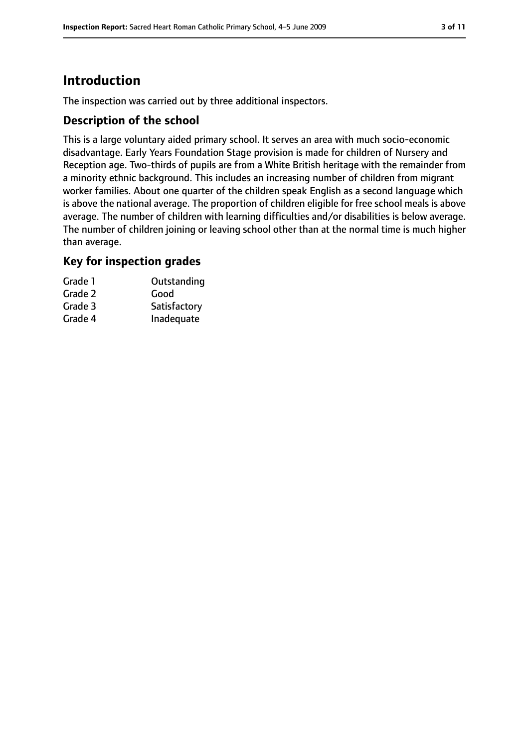## Introduction

The inspection was carried out by three additional inspectors.

### Description of the school

This is a large voluntary aided primary school. It serves an area with much socio-economic disadvantage. Early Years Foundation Stage provision is made for children of Nursery and Reception age. Two-thirds of pupils are from a White British heritage with the remainder from a minority ethnic background. This includes an increasing number of children from migrant worker families. About one quarter of the children speak English as a second language which is above the national average. The proportion of children eligible for free school meals is above average. The number of children with learning difficulties and/or disabilities is below average. The number of children joining or leaving school other than at the normal time is much higher than average.

### Key for inspection grades

| | |
|---|---|
| Grade 1 | Outstanding |
| Grade 2 | Good |
| Grade 3 | Satisfactory |
| Grade 4 | Inadequate |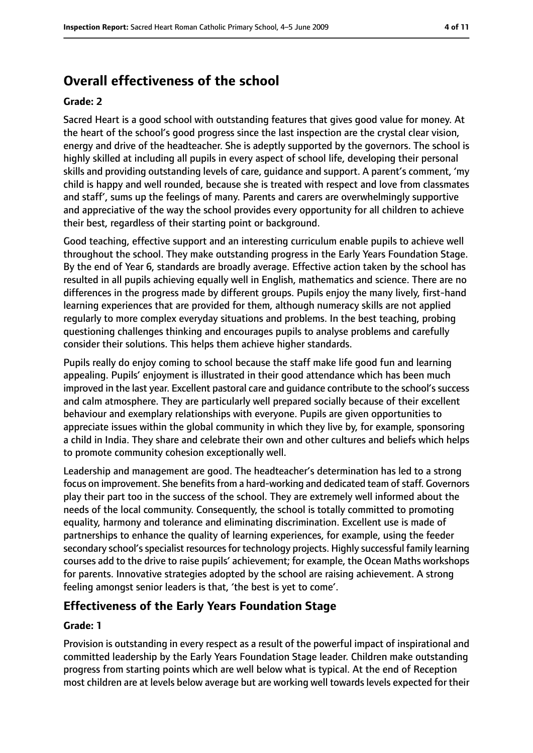## Overall effectiveness of the school

### Grade: 2

Sacred Heart is a good school with outstanding features that gives good value for money. At the heart of the school's good progress since the last inspection are the crystal clear vision, energy and drive of the headteacher. She is adeptly supported by the governors. The school is highly skilled at including all pupils in every aspect of school life, developing their personal skills and providing outstanding levels of care, guidance and support. A parent's comment, 'my child is happy and well rounded, because she is treated with respect and love from classmates and staff', sums up the feelings of many. Parents and carers are overwhelmingly supportive and appreciative of the way the school provides every opportunity for all children to achieve their best, regardless of their starting point or background.

Good teaching, effective support and an interesting curriculum enable pupils to achieve well throughout the school. They make outstanding progress in the Early Years Foundation Stage. By the end of Year 6, standards are broadly average. Effective action taken by the school has resulted in all pupils achieving equally well in English, mathematics and science. There are no differences in the progress made by different groups. Pupils enjoy the many lively, first-hand learning experiences that are provided for them, although numeracy skills are not applied regularly to more complex everyday situations and problems. In the best teaching, probing questioning challenges thinking and encourages pupils to analyse problems and carefully consider their solutions. This helps them achieve higher standards.

Pupils really do enjoy coming to school because the staff make life good fun and learning appealing. Pupils' enjoyment is illustrated in their good attendance which has been much improved in the last year. Excellent pastoral care and guidance contribute to the school's success and calm atmosphere. They are particularly well prepared socially because of their excellent behaviour and exemplary relationships with everyone. Pupils are given opportunities to appreciate issues within the global community in which they live by, for example, sponsoring a child in India. They share and celebrate their own and other cultures and beliefs which helps to promote community cohesion exceptionally well.

Leadership and management are good. The headteacher's determination has led to a strong focus on improvement. She benefits from a hard-working and dedicated team of staff. Governors play their part too in the success of the school. They are extremely well informed about the needs of the local community. Consequently, the school is totally committed to promoting equality, harmony and tolerance and eliminating discrimination. Excellent use is made of partnerships to enhance the quality of learning experiences, for example, using the feeder secondary school's specialist resources for technology projects. Highly successful family learning courses add to the drive to raise pupils' achievement; for example, the Ocean Maths workshops for parents. Innovative strategies adopted by the school are raising achievement. A strong feeling amongst senior leaders is that, 'the best is yet to come'.

## Effectiveness of the Early Years Foundation Stage

### Grade: 1

Provision is outstanding in every respect as a result of the powerful impact of inspirational and committed leadership by the Early Years Foundation Stage leader. Children make outstanding progress from starting points which are well below what is typical. At the end of Reception most children are at levels below average but are working well towards levels expected for their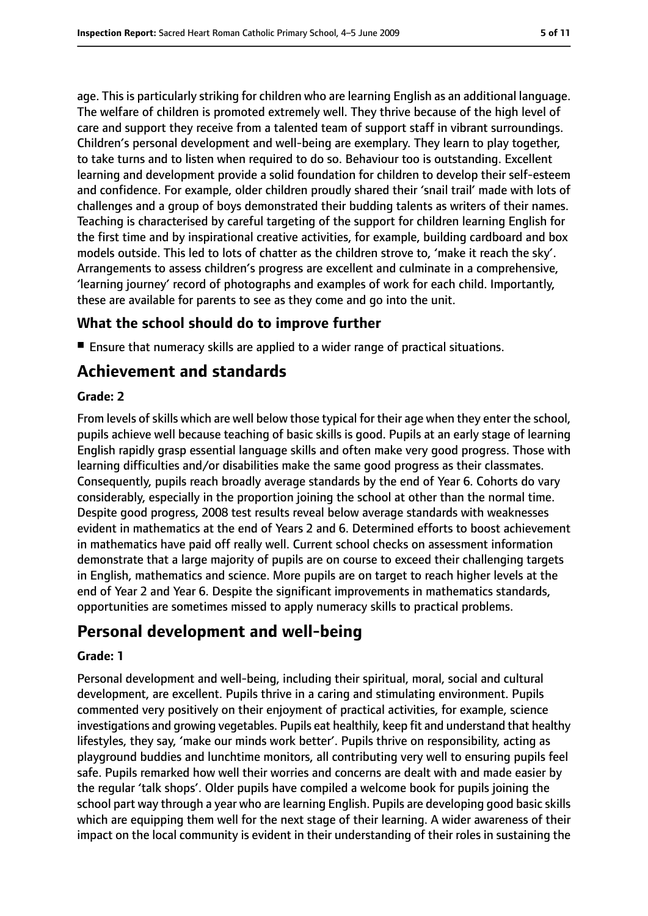age. This is particularly striking for children who are learning English as an additional language. The welfare of children is promoted extremely well. They thrive because of the high level of care and support they receive from a talented team of support staff in vibrant surroundings. Children's personal development and well-being are exemplary. They learn to play together, to take turns and to listen when required to do so. Behaviour too is outstanding. Excellent learning and development provide a solid foundation for children to develop their self-esteem and confidence. For example, older children proudly shared their 'snail trail' made with lots of challenges and a group of boys demonstrated their budding talents as writers of their names. Teaching is characterised by careful targeting of the support for children learning English for the first time and by inspirational creative activities, for example, building cardboard and box models outside. This led to lots of chatter as the children strove to, 'make it reach the sky'. Arrangements to assess children's progress are excellent and culminate in a comprehensive, 'learning journey' record of photographs and examples of work for each child. Importantly, these are available for parents to see as they come and go into the unit.

### What the school should do to improve further

- Ensure that numeracy skills are applied to a wider range of practical situations.

## Achievement and standards

#### Grade: 2

From levels of skills which are well below those typical for their age when they enter the school, pupils achieve well because teaching of basic skills is good. Pupils at an early stage of learning English rapidly grasp essential language skills and often make very good progress. Those with learning difficulties and/or disabilities make the same good progress as their classmates. Consequently, pupils reach broadly average standards by the end of Year 6. Cohorts do vary considerably, especially in the proportion joining the school at other than the normal time. Despite good progress, 2008 test results reveal below average standards with weaknesses evident in mathematics at the end of Years 2 and 6. Determined efforts to boost achievement in mathematics have paid off really well. Current school checks on assessment information demonstrate that a large majority of pupils are on course to exceed their challenging targets in English, mathematics and science. More pupils are on target to reach higher levels at the end of Year 2 and Year 6. Despite the significant improvements in mathematics standards, opportunities are sometimes missed to apply numeracy skills to practical problems.

## Personal development and well-being

#### Grade: 1

Personal development and well-being, including their spiritual, moral, social and cultural development, are excellent. Pupils thrive in a caring and stimulating environment. Pupils commented very positively on their enjoyment of practical activities, for example, science investigations and growing vegetables. Pupils eat healthily, keep fit and understand that healthy lifestyles, they say, 'make our minds work better'. Pupils thrive on responsibility, acting as playground buddies and lunchtime monitors, all contributing very well to ensuring pupils feel safe. Pupils remarked how well their worries and concerns are dealt with and made easier by the regular 'talk shops'. Older pupils have compiled a welcome book for pupils joining the school part way through a year who are learning English. Pupils are developing good basic skills which are equipping them well for the next stage of their learning. A wider awareness of their impact on the local community is evident in their understanding of their roles in sustaining the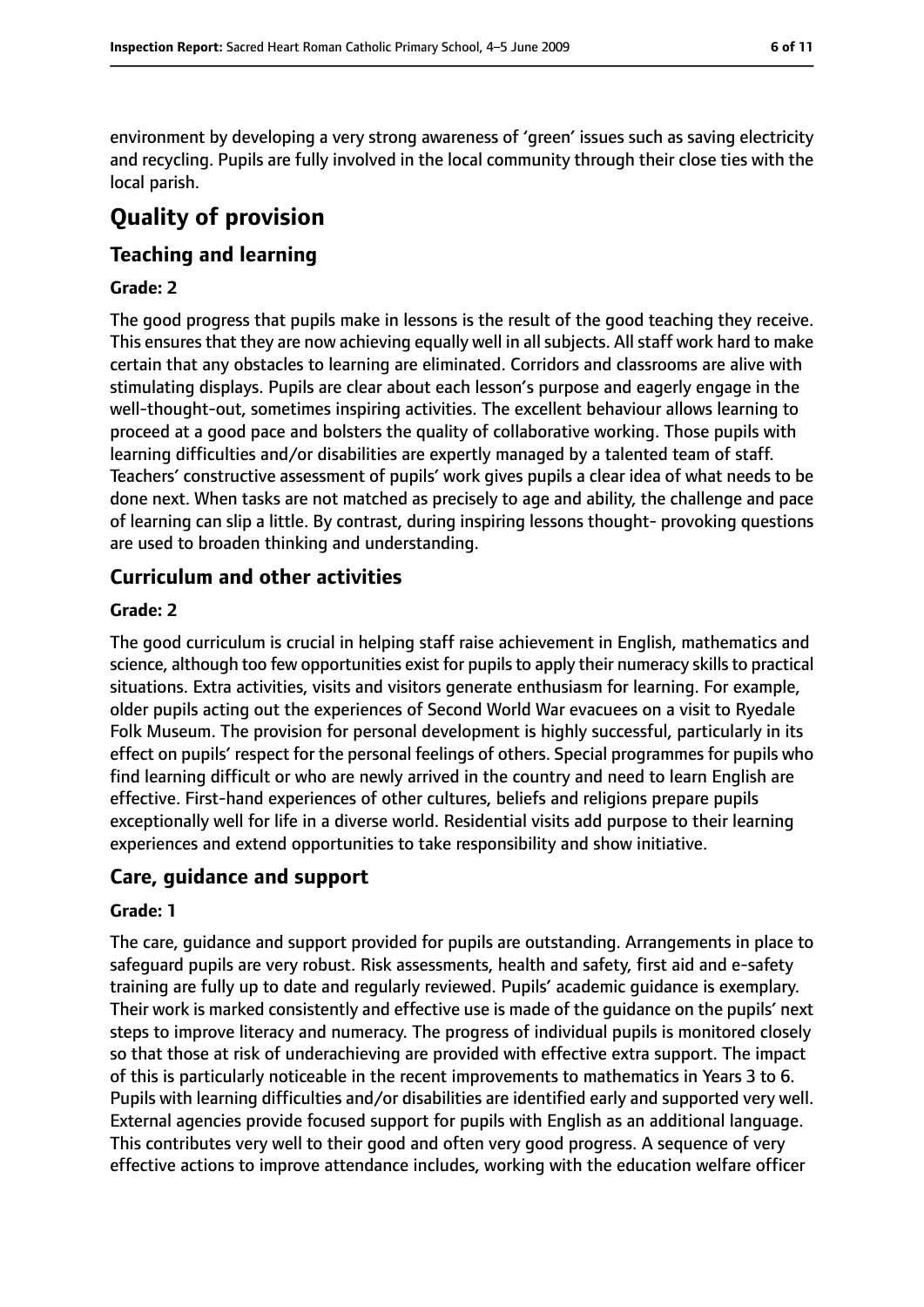environment by developing a very strong awareness of 'green' issues such as saving electricity and recycling. Pupils are fully involved in the local community through their close ties with the local parish.

# Quality of provision

## Teaching and learning

### Grade: 2

The good progress that pupils make in lessons is the result of the good teaching they receive. This ensures that they are now achieving equally well in all subjects. All staff work hard to make certain that any obstacles to learning are eliminated. Corridors and classrooms are alive with stimulating displays. Pupils are clear about each lesson's purpose and eagerly engage in the well-thought-out, sometimes inspiring activities. The excellent behaviour allows learning to proceed at a good pace and bolsters the quality of collaborative working. Those pupils with learning difficulties and/or disabilities are expertly managed by a talented team of staff. Teachers' constructive assessment of pupils' work gives pupils a clear idea of what needs to be done next. When tasks are not matched as precisely to age and ability, the challenge and pace of learning can slip a little. By contrast, during inspiring lessons thought- provoking questions are used to broaden thinking and understanding.

## Curriculum and other activities

### Grade: 2

The good curriculum is crucial in helping staff raise achievement in English, mathematics and science, although too few opportunities exist for pupils to apply their numeracy skills to practical situations. Extra activities, visits and visitors generate enthusiasm for learning. For example, older pupils acting out the experiences of Second World War evacuees on a visit to Ryedale Folk Museum. The provision for personal development is highly successful, particularly in its effect on pupils' respect for the personal feelings of others. Special programmes for pupils who find learning difficult or who are newly arrived in the country and need to learn English are effective. First-hand experiences of other cultures, beliefs and religions prepare pupils exceptionally well for life in a diverse world. Residential visits add purpose to their learning experiences and extend opportunities to take responsibility and show initiative.

## Care, guidance and support

### Grade: 1

The care, guidance and support provided for pupils are outstanding. Arrangements in place to safeguard pupils are very robust. Risk assessments, health and safety, first aid and e-safety training are fully up to date and regularly reviewed. Pupils' academic guidance is exemplary. Their work is marked consistently and effective use is made of the guidance on the pupils' next steps to improve literacy and numeracy. The progress of individual pupils is monitored closely so that those at risk of underachieving are provided with effective extra support. The impact of this is particularly noticeable in the recent improvements to mathematics in Years 3 to 6. Pupils with learning difficulties and/or disabilities are identified early and supported very well. External agencies provide focused support for pupils with English as an additional language. This contributes very well to their good and often very good progress. A sequence of very effective actions to improve attendance includes, working with the education welfare officer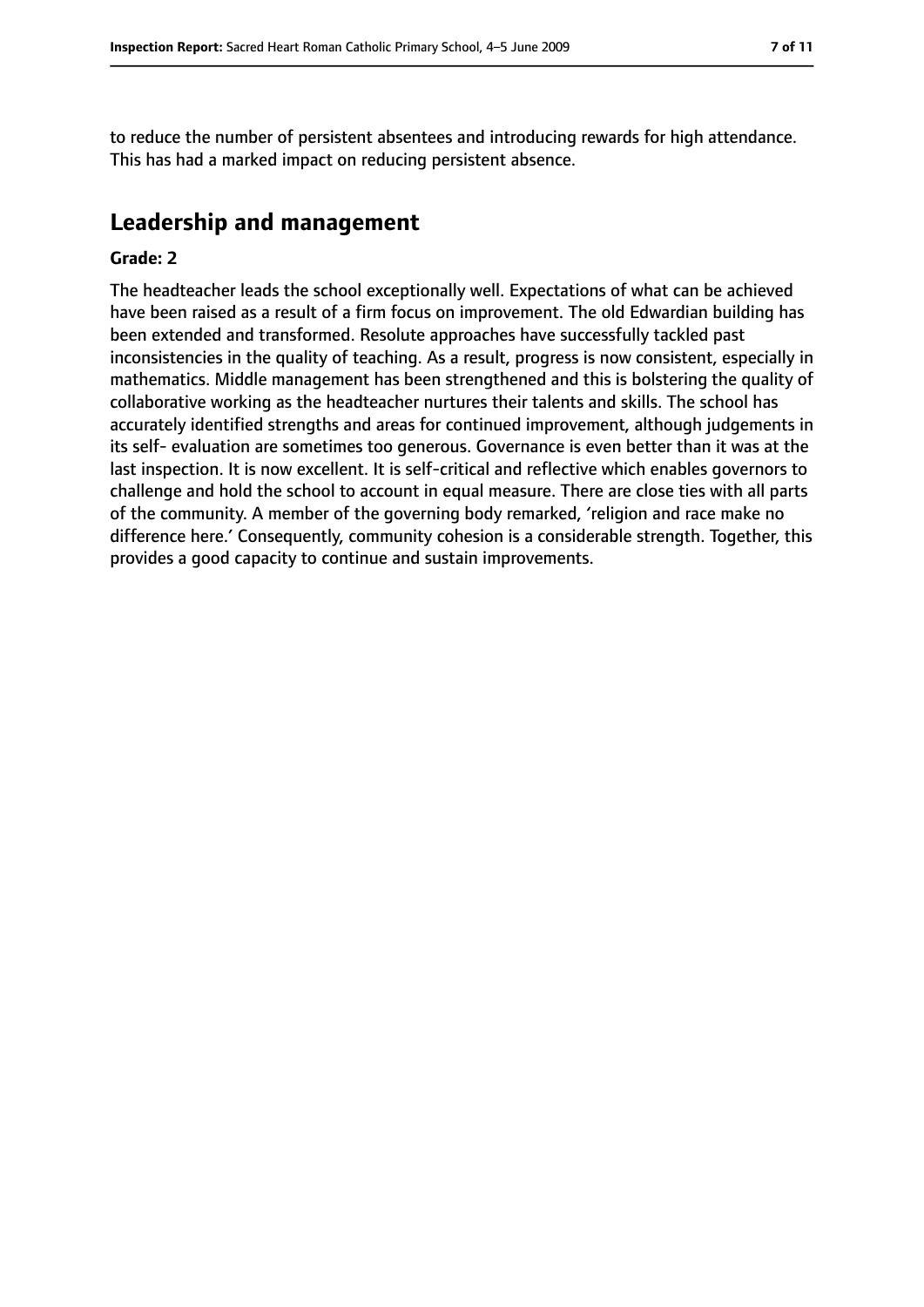to reduce the number of persistent absentees and introducing rewards for high attendance. This has had a marked impact on reducing persistent absence.

## Leadership and management

**Grade: 2**

The headteacher leads the school exceptionally well. Expectations of what can be achieved have been raised as a result of a firm focus on improvement. The old Edwardian building has been extended and transformed. Resolute approaches have successfully tackled past inconsistencies in the quality of teaching. As a result, progress is now consistent, especially in mathematics. Middle management has been strengthened and this is bolstering the quality of collaborative working as the headteacher nurtures their talents and skills. The school has accurately identified strengths and areas for continued improvement, although judgements in its self- evaluation are sometimes too generous. Governance is even better than it was at the last inspection. It is now excellent. It is self-critical and reflective which enables governors to challenge and hold the school to account in equal measure. There are close ties with all parts of the community. A member of the governing body remarked, 'religion and race make no difference here.' Consequently, community cohesion is a considerable strength. Together, this provides a good capacity to continue and sustain improvements.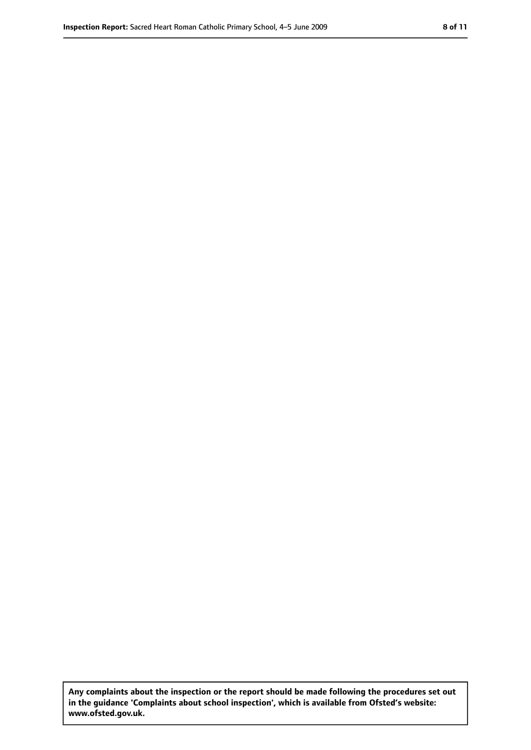**Any complaints about the inspection or the report should be made following the procedures set out in the guidance 'Complaints about school inspection', which is available from Ofsted's website: www.ofsted.gov.uk.**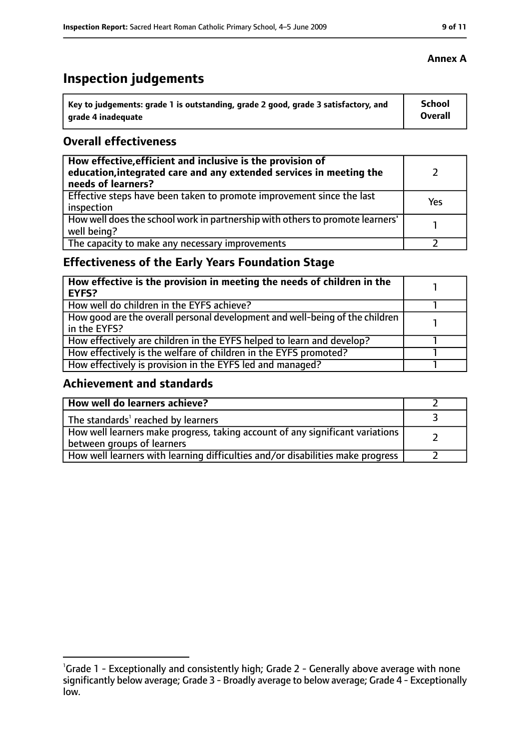**Annex A**

# Inspection judgements

| Key to judgements: grade 1 is outstanding, grade 2 good, grade 3 satisfactory, and grade 4 inadequate | School Overall |
|---|---|

## Overall effectiveness

| | |
|---|---|
| **How effective, efficient and inclusive is the provision of education, integrated care and any extended services in meeting the needs of learners?** | 2 |
| Effective steps have been taken to promote improvement since the last inspection | Yes |
| How well does the school work in partnership with others to promote learners' well being? | 1 |
| The capacity to make any necessary improvements | 2 |

## Effectiveness of the Early Years Foundation Stage

| | |
|---|---|
| **How effective is the provision in meeting the needs of children in the EYFS?** | 1 |
| How well do children in the EYFS achieve? | 1 |
| How good are the overall personal development and well-being of the children in the EYFS? | 1 |
| How effectively are children in the EYFS helped to learn and develop? | 1 |
| How effectively is the welfare of children in the EYFS promoted? | 1 |
| How effectively is provision in the EYFS led and managed? | 1 |

## Achievement and standards

| | |
|---|---|
| **How well do learners achieve?** | 2 |
| The standards[1] reached by learners | 3 |
| How well learners make progress, taking account of any significant variations between groups of learners | 2 |
| How well learners with learning difficulties and/or disabilities make progress | 2 |

[1]Grade 1 - Exceptionally and consistently high; Grade 2 - Generally above average with none significantly below average; Grade 3 - Broadly average to below average; Grade 4 - Exceptionally low.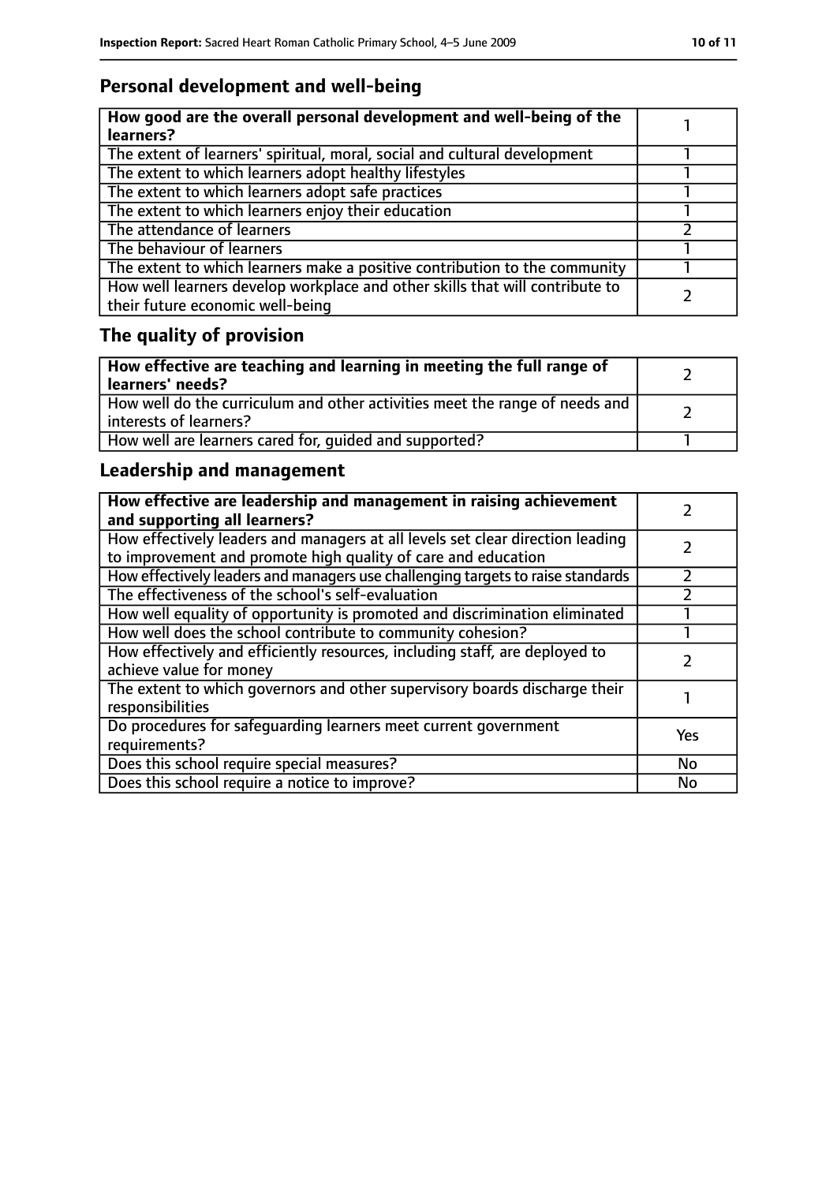## Personal development and well-being

| How good are the overall personal development and well-being of the learners? | 1 |
|---|---|
| The extent of learners' spiritual, moral, social and cultural development | 1 |
| The extent to which learners adopt healthy lifestyles | 1 |
| The extent to which learners adopt safe practices | 1 |
| The extent to which learners enjoy their education | 1 |
| The attendance of learners | 2 |
| The behaviour of learners | 1 |
| The extent to which learners make a positive contribution to the community | 1 |
| How well learners develop workplace and other skills that will contribute to their future economic well-being | 2 |

## The quality of provision

| How effective are teaching and learning in meeting the full range of learners' needs? | 2 |
|---|---|
| How well do the curriculum and other activities meet the range of needs and interests of learners? | 2 |
| How well are learners cared for, guided and supported? | 1 |

## Leadership and management

| How effective are leadership and management in raising achievement and supporting all learners? | 2 |
|---|---|
| How effectively leaders and managers at all levels set clear direction leading to improvement and promote high quality of care and education | 2 |
| How effectively leaders and managers use challenging targets to raise standards | 2 |
| The effectiveness of the school's self-evaluation | 2 |
| How well equality of opportunity is promoted and discrimination eliminated | 1 |
| How well does the school contribute to community cohesion? | 1 |
| How effectively and efficiently resources, including staff, are deployed to achieve value for money | 2 |
| The extent to which governors and other supervisory boards discharge their responsibilities | 1 |
| Do procedures for safeguarding learners meet current government requirements? | Yes |
| Does this school require special measures? | No |
| Does this school require a notice to improve? | No |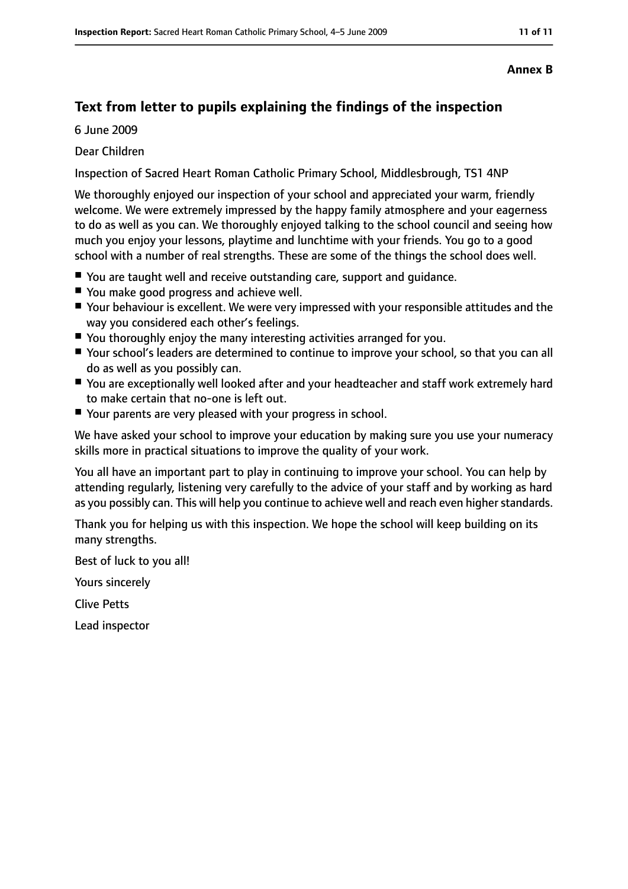**Annex B**

## Text from letter to pupils explaining the findings of the inspection

6 June 2009

Dear Children

Inspection of Sacred Heart Roman Catholic Primary School, Middlesbrough, TS1 4NP

We thoroughly enjoyed our inspection of your school and appreciated your warm, friendly welcome. We were extremely impressed by the happy family atmosphere and your eagerness to do as well as you can. We thoroughly enjoyed talking to the school council and seeing how much you enjoy your lessons, playtime and lunchtime with your friends. You go to a good school with a number of real strengths. These are some of the things the school does well.

- You are taught well and receive outstanding care, support and guidance.
- You make good progress and achieve well.
- Your behaviour is excellent. We were very impressed with your responsible attitudes and the way you considered each other's feelings.
- You thoroughly enjoy the many interesting activities arranged for you.
- Your school's leaders are determined to continue to improve your school, so that you can all do as well as you possibly can.
- You are exceptionally well looked after and your headteacher and staff work extremely hard to make certain that no-one is left out.
- Your parents are very pleased with your progress in school.

We have asked your school to improve your education by making sure you use your numeracy skills more in practical situations to improve the quality of your work.

You all have an important part to play in continuing to improve your school. You can help by attending regularly, listening very carefully to the advice of your staff and by working as hard as you possibly can. This will help you continue to achieve well and reach even higher standards.

Thank you for helping us with this inspection. We hope the school will keep building on its many strengths.

Best of luck to you all!

Yours sincerely

Clive Petts

Lead inspector